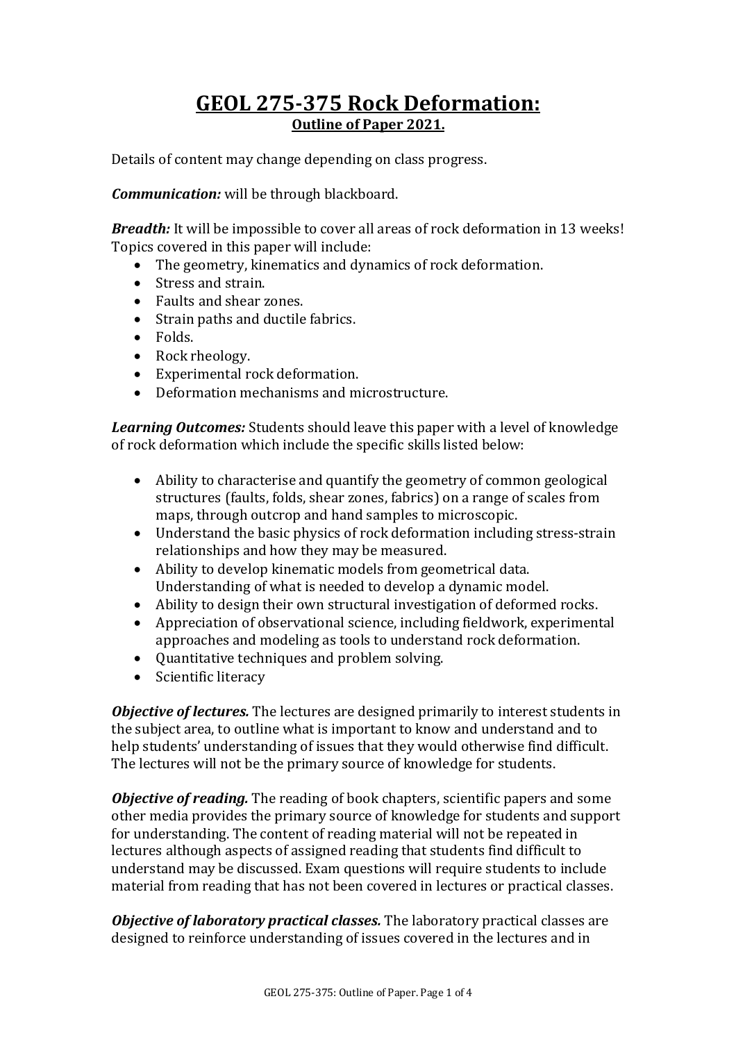# GEOL 275-375 Rock Deformation:

## Outline of Paper 2021.

Details of content may change depending on class progress.

***Communication:*** will be through blackboard.

***Breadth:*** It will be impossible to cover all areas of rock deformation in 13 weeks! Topics covered in this paper will include:

- The geometry, kinematics and dynamics of rock deformation.
- Stress and strain.
- Faults and shear zones.
- Strain paths and ductile fabrics.
- Folds.
- Rock rheology.
- Experimental rock deformation.
- Deformation mechanisms and microstructure.

***Learning Outcomes:*** Students should leave this paper with a level of knowledge of rock deformation which include the specific skills listed below:

- Ability to characterise and quantify the geometry of common geological structures (faults, folds, shear zones, fabrics) on a range of scales from maps, through outcrop and hand samples to microscopic.
- Understand the basic physics of rock deformation including stress-strain relationships and how they may be measured.
- Ability to develop kinematic models from geometrical data. Understanding of what is needed to develop a dynamic model.
- Ability to design their own structural investigation of deformed rocks.
- Appreciation of observational science, including fieldwork, experimental approaches and modeling as tools to understand rock deformation.
- Quantitative techniques and problem solving.
- Scientific literacy

***Objective of lectures.*** The lectures are designed primarily to interest students in the subject area, to outline what is important to know and understand and to help students' understanding of issues that they would otherwise find difficult. The lectures will not be the primary source of knowledge for students.

***Objective of reading.*** The reading of book chapters, scientific papers and some other media provides the primary source of knowledge for students and support for understanding. The content of reading material will not be repeated in lectures although aspects of assigned reading that students find difficult to understand may be discussed. Exam questions will require students to include material from reading that has not been covered in lectures or practical classes.

***Objective of laboratory practical classes.*** The laboratory practical classes are designed to reinforce understanding of issues covered in the lectures and in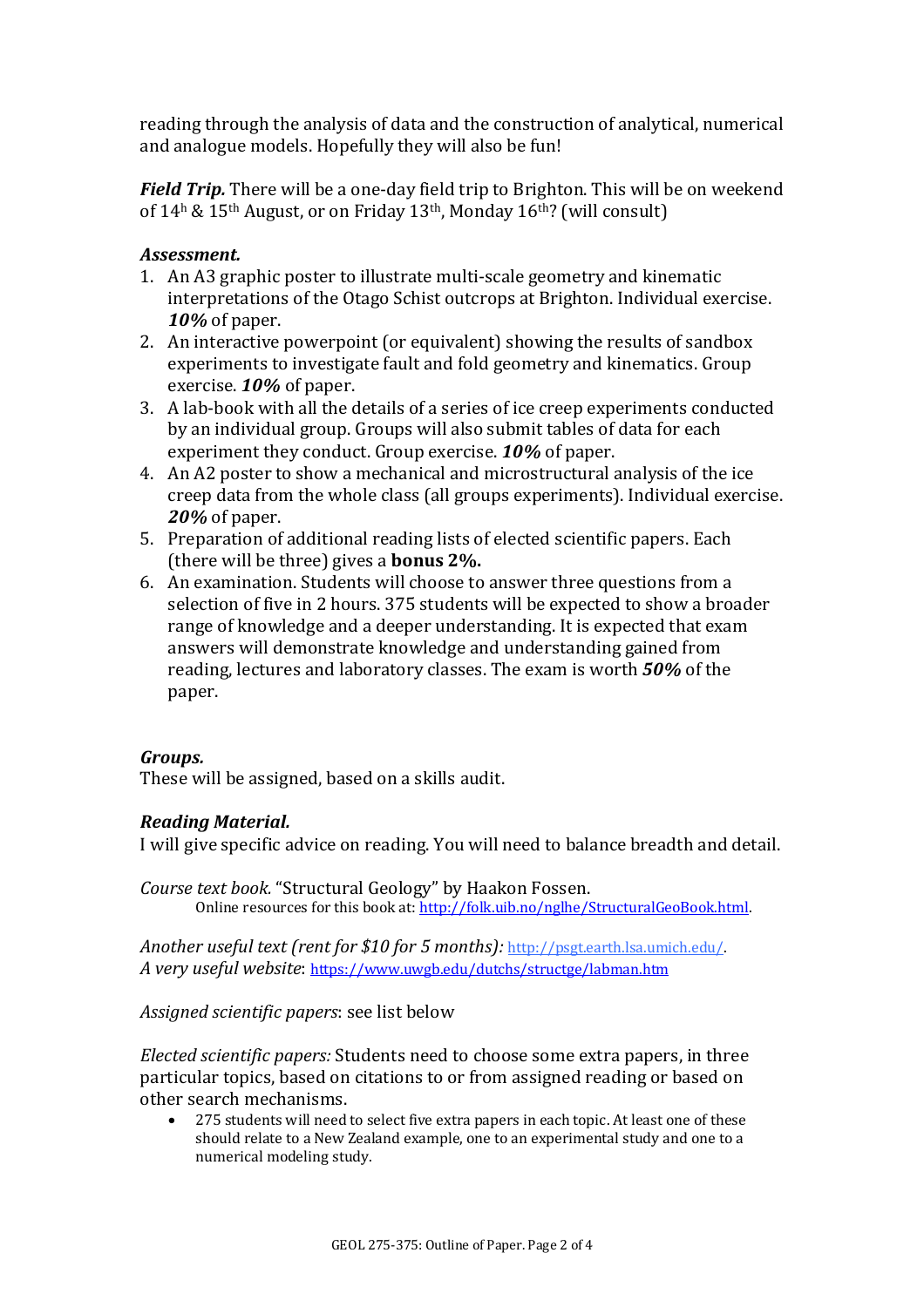reading through the analysis of data and the construction of analytical, numerical and analogue models. Hopefully they will also be fun!

***Field Trip.*** There will be a one-day field trip to Brighton. This will be on weekend of 14h & 15th August, or on Friday 13th, Monday 16th? (will consult)

***Assessment.***

1. An A3 graphic poster to illustrate multi-scale geometry and kinematic interpretations of the Otago Schist outcrops at Brighton. Individual exercise. ***10%*** of paper.
2. An interactive powerpoint (or equivalent) showing the results of sandbox experiments to investigate fault and fold geometry and kinematics. Group exercise. ***10%*** of paper.
3. A lab-book with all the details of a series of ice creep experiments conducted by an individual group. Groups will also submit tables of data for each experiment they conduct. Group exercise. ***10%*** of paper.
4. An A2 poster to show a mechanical and microstructural analysis of the ice creep data from the whole class (all groups experiments). Individual exercise. ***20%*** of paper.
5. Preparation of additional reading lists of elected scientific papers. Each (there will be three) gives a **bonus 2%.**
6. An examination. Students will choose to answer three questions from a selection of five in 2 hours. 375 students will be expected to show a broader range of knowledge and a deeper understanding. It is expected that exam answers will demonstrate knowledge and understanding gained from reading, lectures and laboratory classes. The exam is worth ***50%*** of the paper.

***Groups.***

These will be assigned, based on a skills audit.

***Reading Material.***

I will give specific advice on reading. You will need to balance breadth and detail.

*Course text book.* "Structural Geology" by Haakon Fossen.

Online resources for this book at: http://folk.uib.no/nglhe/StructuralGeoBook.html.

*Another useful text (rent for $10 for 5 months):* http://psgt.earth.lsa.umich.edu/.

*A very useful website*: https://www.uwgb.edu/dutchs/structge/labman.htm

*Assigned scientific papers*: see list below

*Elected scientific papers:* Students need to choose some extra papers, in three particular topics, based on citations to or from assigned reading or based on other search mechanisms.

- 275 students will need to select five extra papers in each topic. At least one of these should relate to a New Zealand example, one to an experimental study and one to a numerical modeling study.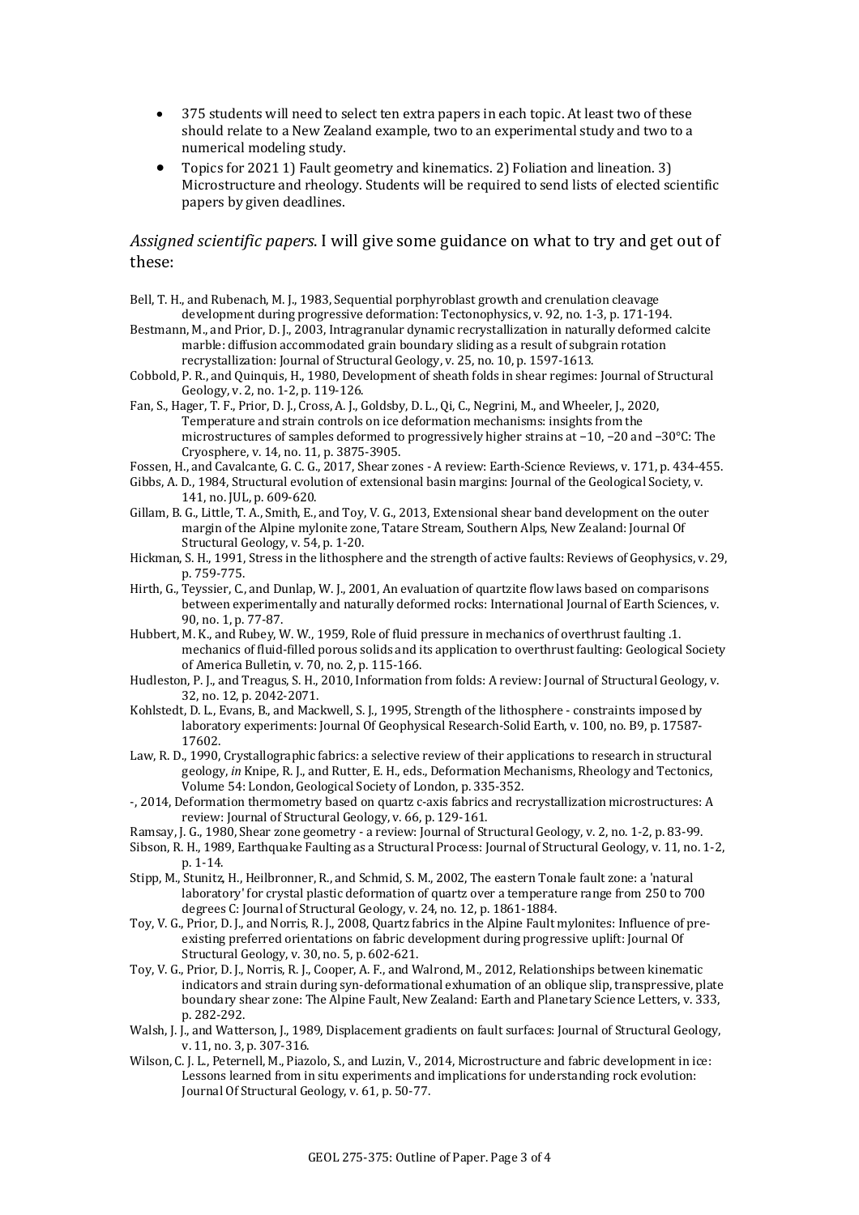- 375 students will need to select ten extra papers in each topic. At least two of these should relate to a New Zealand example, two to an experimental study and two to a numerical modeling study.
- Topics for 2021 1) Fault geometry and kinematics. 2) Foliation and lineation. 3) Microstructure and rheology. Students will be required to send lists of elected scientific papers by given deadlines.

*Assigned scientific papers*. I will give some guidance on what to try and get out of these:

Bell, T. H., and Rubenach, M. J., 1983, Sequential porphyroblast growth and crenulation cleavage development during progressive deformation: Tectonophysics, v. 92, no. 1-3, p. 171-194.

Bestmann, M., and Prior, D. J., 2003, Intragranular dynamic recrystallization in naturally deformed calcite marble: diffusion accommodated grain boundary sliding as a result of subgrain rotation recrystallization: Journal of Structural Geology, v. 25, no. 10, p. 1597-1613.

Cobbold, P. R., and Quinquis, H., 1980, Development of sheath folds in shear regimes: Journal of Structural Geology, v. 2, no. 1-2, p. 119-126.

Fan, S., Hager, T. F., Prior, D. J., Cross, A. J., Goldsby, D. L., Qi, C., Negrini, M., and Wheeler, J., 2020, Temperature and strain controls on ice deformation mechanisms: insights from the microstructures of samples deformed to progressively higher strains at −10, −20 and −30°C: The Cryosphere, v. 14, no. 11, p. 3875-3905.

Fossen, H., and Cavalcante, G. C. G., 2017, Shear zones - A review: Earth-Science Reviews, v. 171, p. 434-455.

Gibbs, A. D., 1984, Structural evolution of extensional basin margins: Journal of the Geological Society, v. 141, no. JUL, p. 609-620.

Gillam, B. G., Little, T. A., Smith, E., and Toy, V. G., 2013, Extensional shear band development on the outer margin of the Alpine mylonite zone, Tatare Stream, Southern Alps, New Zealand: Journal Of Structural Geology, v. 54, p. 1-20.

Hickman, S. H., 1991, Stress in the lithosphere and the strength of active faults: Reviews of Geophysics, v. 29, p. 759-775.

Hirth, G., Teyssier, C., and Dunlap, W. J., 2001, An evaluation of quartzite flow laws based on comparisons between experimentally and naturally deformed rocks: International Journal of Earth Sciences, v. 90, no. 1, p. 77-87.

Hubbert, M. K., and Rubey, W. W., 1959, Role of fluid pressure in mechanics of overthrust faulting .1. mechanics of fluid-filled porous solids and its application to overthrust faulting: Geological Society of America Bulletin, v. 70, no. 2, p. 115-166.

Hudleston, P. J., and Treagus, S. H., 2010, Information from folds: A review: Journal of Structural Geology, v. 32, no. 12, p. 2042-2071.

Kohlstedt, D. L., Evans, B., and Mackwell, S. J., 1995, Strength of the lithosphere - constraints imposed by laboratory experiments: Journal Of Geophysical Research-Solid Earth, v. 100, no. B9, p. 17587-17602.

Law, R. D., 1990, Crystallographic fabrics: a selective review of their applications to research in structural geology, *in* Knipe, R. J., and Rutter, E. H., eds., Deformation Mechanisms, Rheology and Tectonics, Volume 54: London, Geological Society of London, p. 335-352.

-, 2014, Deformation thermometry based on quartz c-axis fabrics and recrystallization microstructures: A review: Journal of Structural Geology, v. 66, p. 129-161.

Ramsay, J. G., 1980, Shear zone geometry - a review: Journal of Structural Geology, v. 2, no. 1-2, p. 83-99.

Sibson, R. H., 1989, Earthquake Faulting as a Structural Process: Journal of Structural Geology, v. 11, no. 1-2, p. 1-14.

Stipp, M., Stunitz, H., Heilbronner, R., and Schmid, S. M., 2002, The eastern Tonale fault zone: a 'natural laboratory' for crystal plastic deformation of quartz over a temperature range from 250 to 700 degrees C: Journal of Structural Geology, v. 24, no. 12, p. 1861-1884.

Toy, V. G., Prior, D. J., and Norris, R. J., 2008, Quartz fabrics in the Alpine Fault mylonites: Influence of pre-existing preferred orientations on fabric development during progressive uplift: Journal Of Structural Geology, v. 30, no. 5, p. 602-621.

Toy, V. G., Prior, D. J., Norris, R. J., Cooper, A. F., and Walrond, M., 2012, Relationships between kinematic indicators and strain during syn-deformational exhumation of an oblique slip, transpressive, plate boundary shear zone: The Alpine Fault, New Zealand: Earth and Planetary Science Letters, v. 333, p. 282-292.

Walsh, J. J., and Watterson, J., 1989, Displacement gradients on fault surfaces: Journal of Structural Geology, v. 11, no. 3, p. 307-316.

Wilson, C. J. L., Peternell, M., Piazolo, S., and Luzin, V., 2014, Microstructure and fabric development in ice: Lessons learned from in situ experiments and implications for understanding rock evolution: Journal Of Structural Geology, v. 61, p. 50-77.